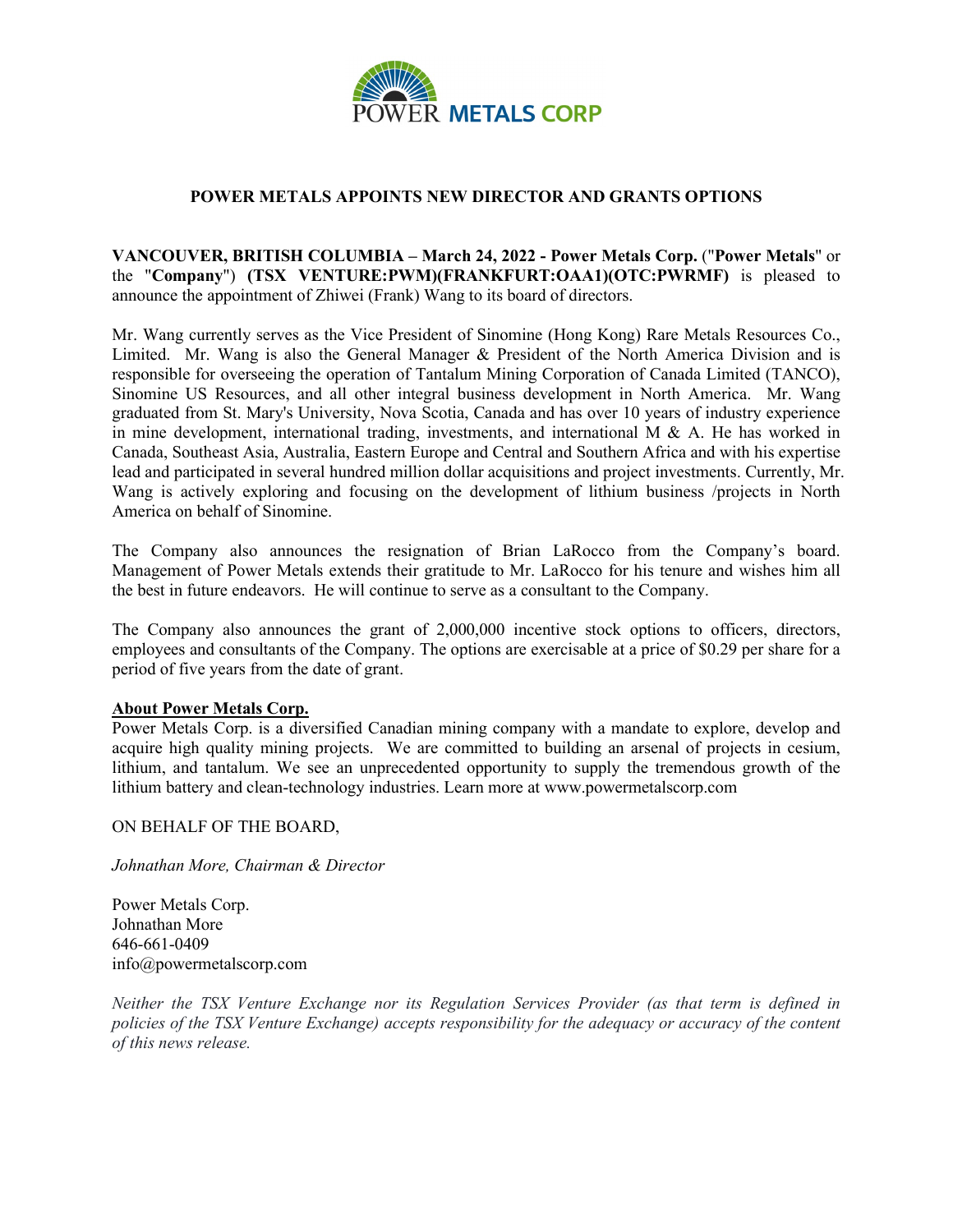POWER METALS CORP

# POWER METALS APPOINTS NEW DIRECTOR AND GRANTS OPTIONS

**VANCOUVER, BRITISH COLUMBIA – March 24, 2022 - Power Metals Corp.** ("**Power Metals**" or the "**Company**") **(TSX VENTURE:PWM)(FRANKFURT:OAA1)(OTC:PWRMF)** is pleased to announce the appointment of Zhiwei (Frank) Wang to its board of directors.

Mr. Wang currently serves as the Vice President of Sinomine (Hong Kong) Rare Metals Resources Co., Limited. Mr. Wang is also the General Manager & President of the North America Division and is responsible for overseeing the operation of Tantalum Mining Corporation of Canada Limited (TANCO), Sinomine US Resources, and all other integral business development in North America. Mr. Wang graduated from St. Mary's University, Nova Scotia, Canada and has over 10 years of industry experience in mine development, international trading, investments, and international M & A. He has worked in Canada, Southeast Asia, Australia, Eastern Europe and Central and Southern Africa and with his expertise lead and participated in several hundred million dollar acquisitions and project investments. Currently, Mr. Wang is actively exploring and focusing on the development of lithium business /projects in North America on behalf of Sinomine.

The Company also announces the resignation of Brian LaRocco from the Company's board. Management of Power Metals extends their gratitude to Mr. LaRocco for his tenure and wishes him all the best in future endeavors. He will continue to serve as a consultant to the Company.

The Company also announces the grant of 2,000,000 incentive stock options to officers, directors, employees and consultants of the Company. The options are exercisable at a price of $0.29 per share for a period of five years from the date of grant.

**About Power Metals Corp.**

Power Metals Corp. is a diversified Canadian mining company with a mandate to explore, develop and acquire high quality mining projects. We are committed to building an arsenal of projects in cesium, lithium, and tantalum. We see an unprecedented opportunity to supply the tremendous growth of the lithium battery and clean-technology industries. Learn more at www.powermetalscorp.com

ON BEHALF OF THE BOARD,

*Johnathan More, Chairman & Director*

Power Metals Corp.
Johnathan More
646-661-0409
info@powermetalscorp.com

*Neither the TSX Venture Exchange nor its Regulation Services Provider (as that term is defined in policies of the TSX Venture Exchange) accepts responsibility for the adequacy or accuracy of the content of this news release.*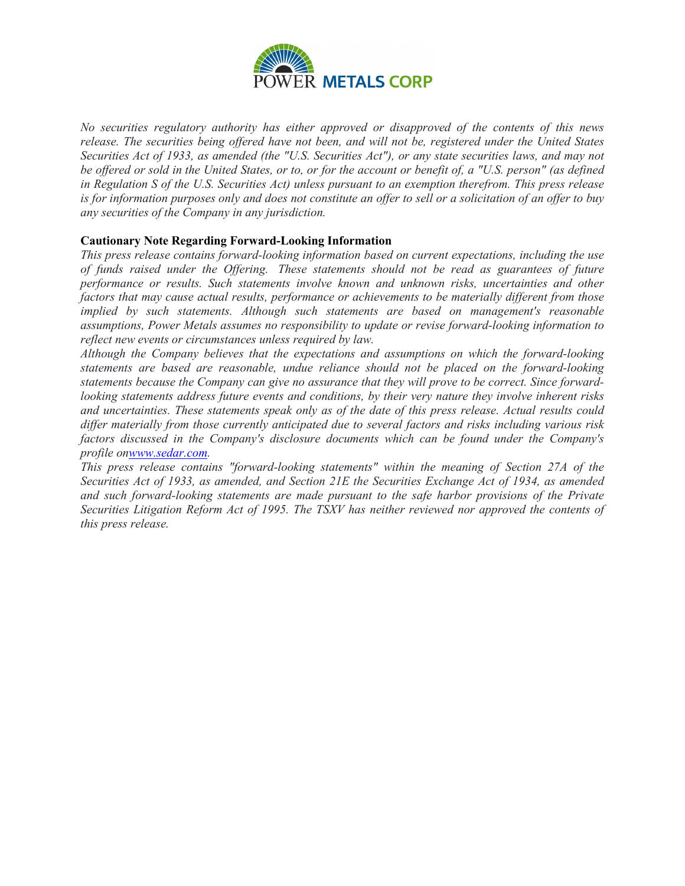*No securities regulatory authority has either approved or disapproved of the contents of this news release. The securities being offered have not been, and will not be, registered under the United States Securities Act of 1933, as amended (the "U.S. Securities Act"), or any state securities laws, and may not be offered or sold in the United States, or to, or for the account or benefit of, a "U.S. person" (as defined in Regulation S of the U.S. Securities Act) unless pursuant to an exemption therefrom. This press release is for information purposes only and does not constitute an offer to sell or a solicitation of an offer to buy any securities of the Company in any jurisdiction.*

**Cautionary Note Regarding Forward-Looking Information**

*This press release contains forward-looking information based on current expectations, including the use of funds raised under the Offering. These statements should not be read as guarantees of future performance or results. Such statements involve known and unknown risks, uncertainties and other factors that may cause actual results, performance or achievements to be materially different from those implied by such statements. Although such statements are based on management's reasonable assumptions, Power Metals assumes no responsibility to update or revise forward-looking information to reflect new events or circumstances unless required by law.*

*Although the Company believes that the expectations and assumptions on which the forward-looking statements are based are reasonable, undue reliance should not be placed on the forward-looking statements because the Company can give no assurance that they will prove to be correct. Since forward-looking statements address future events and conditions, by their very nature they involve inherent risks and uncertainties. These statements speak only as of the date of this press release. Actual results could differ materially from those currently anticipated due to several factors and risks including various risk factors discussed in the Company's disclosure documents which can be found under the Company's profile on[www.sedar.com](http://www.sedar.com).*

*This press release contains "forward-looking statements" within the meaning of Section 27A of the Securities Act of 1933, as amended, and Section 21E the Securities Exchange Act of 1934, as amended and such forward-looking statements are made pursuant to the safe harbor provisions of the Private Securities Litigation Reform Act of 1995. The TSXV has neither reviewed nor approved the contents of this press release.*